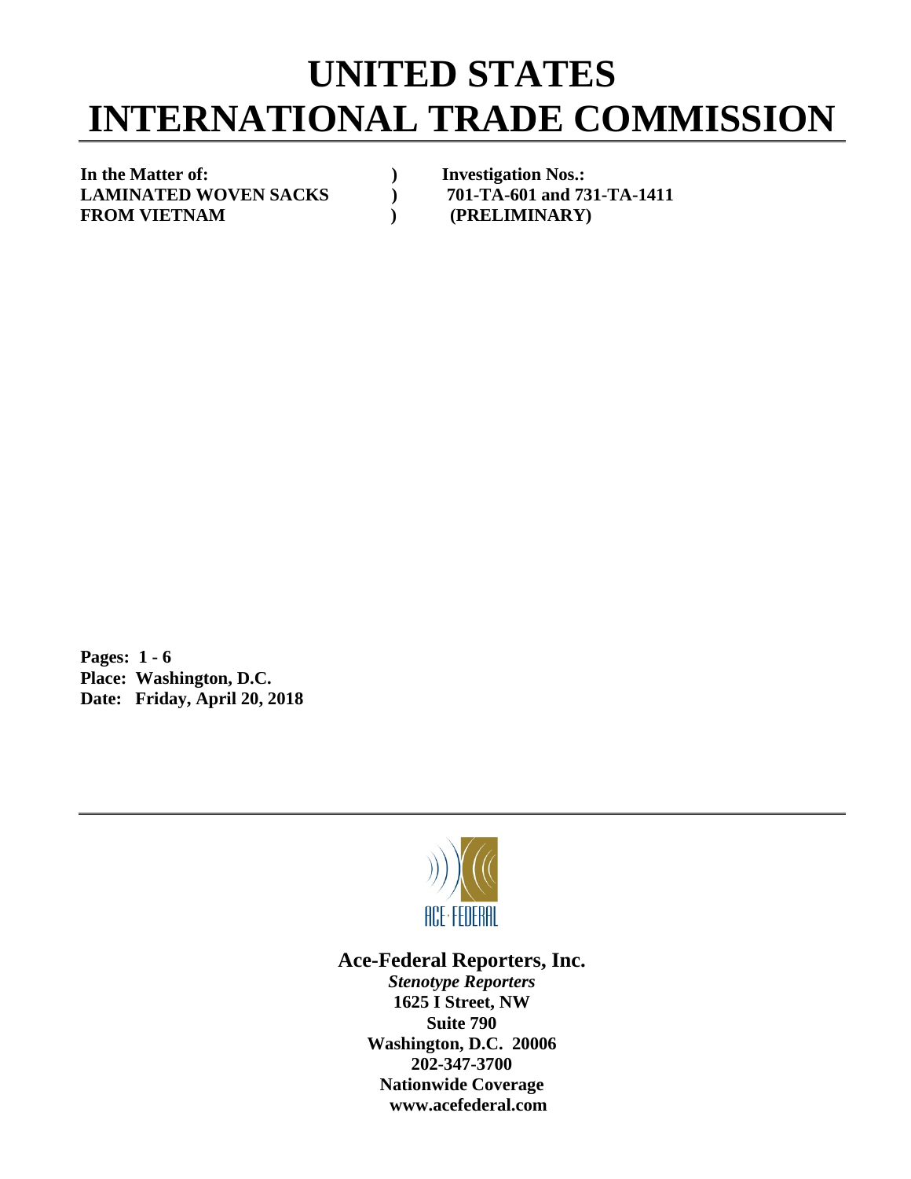# UNITED STATES
# INTERNATIONAL TRADE COMMISSION

| | | |
|---|---|---|
| **In the Matter of:** | **)** | **Investigation Nos.:** |
| **LAMINATED WOVEN SACKS** | **)** | **701-TA-601 and 731-TA-1411** |
| **FROM VIETNAM** | **)** | **(PRELIMINARY)** |

**Pages: 1 - 6**
**Place: Washington, D.C.**
**Date: Friday, April 20, 2018**

ACE·FEDERAL

**Ace-Federal Reporters, Inc.**
***Stenotype Reporters***
**1625 I Street, NW**
**Suite 790**
**Washington, D.C. 20006**
**202-347-3700**
**Nationwide Coverage**
**www.acefederal.com**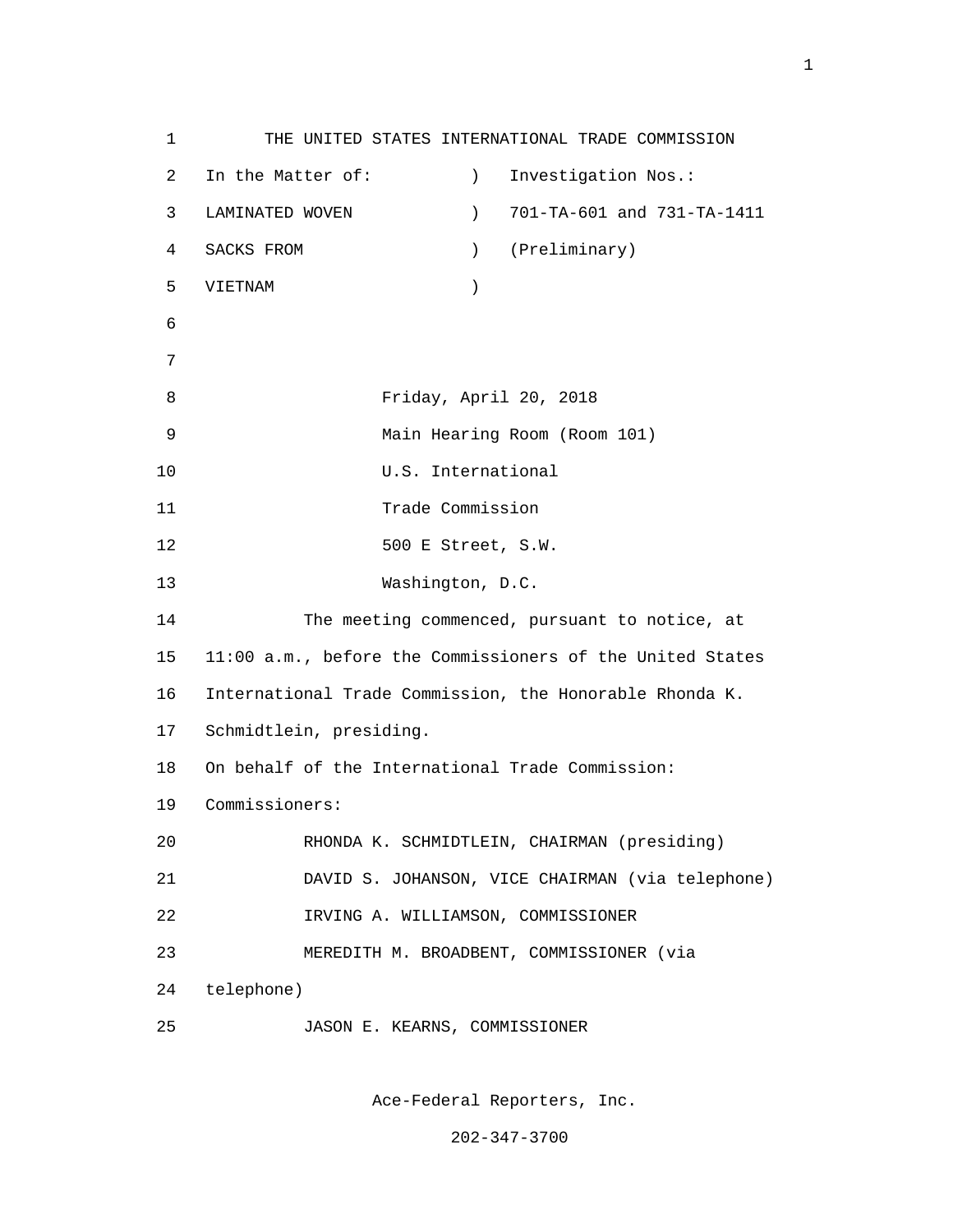THE UNITED STATES INTERNATIONAL TRADE COMMISSION

In the Matter of: ) Investigation Nos.:
LAMINATED WOVEN ) 701-TA-601 and 731-TA-1411
SACKS FROM ) (Preliminary)
VIETNAM )

Friday, April 20, 2018
Main Hearing Room (Room 101)
U.S. International
Trade Commission
500 E Street, S.W.
Washington, D.C.

The meeting commenced, pursuant to notice, at 11:00 a.m., before the Commissioners of the United States International Trade Commission, the Honorable Rhonda K. Schmidtlein, presiding.

On behalf of the International Trade Commission:

Commissioners:

RHONDA K. SCHMIDTLEIN, CHAIRMAN (presiding)
DAVID S. JOHANSON, VICE CHAIRMAN (via telephone)
IRVING A. WILLIAMSON, COMMISSIONER
MEREDITH M. BROADBENT, COMMISSIONER (via telephone)
JASON E. KEARNS, COMMISSIONER

Ace-Federal Reporters, Inc.
202-347-3700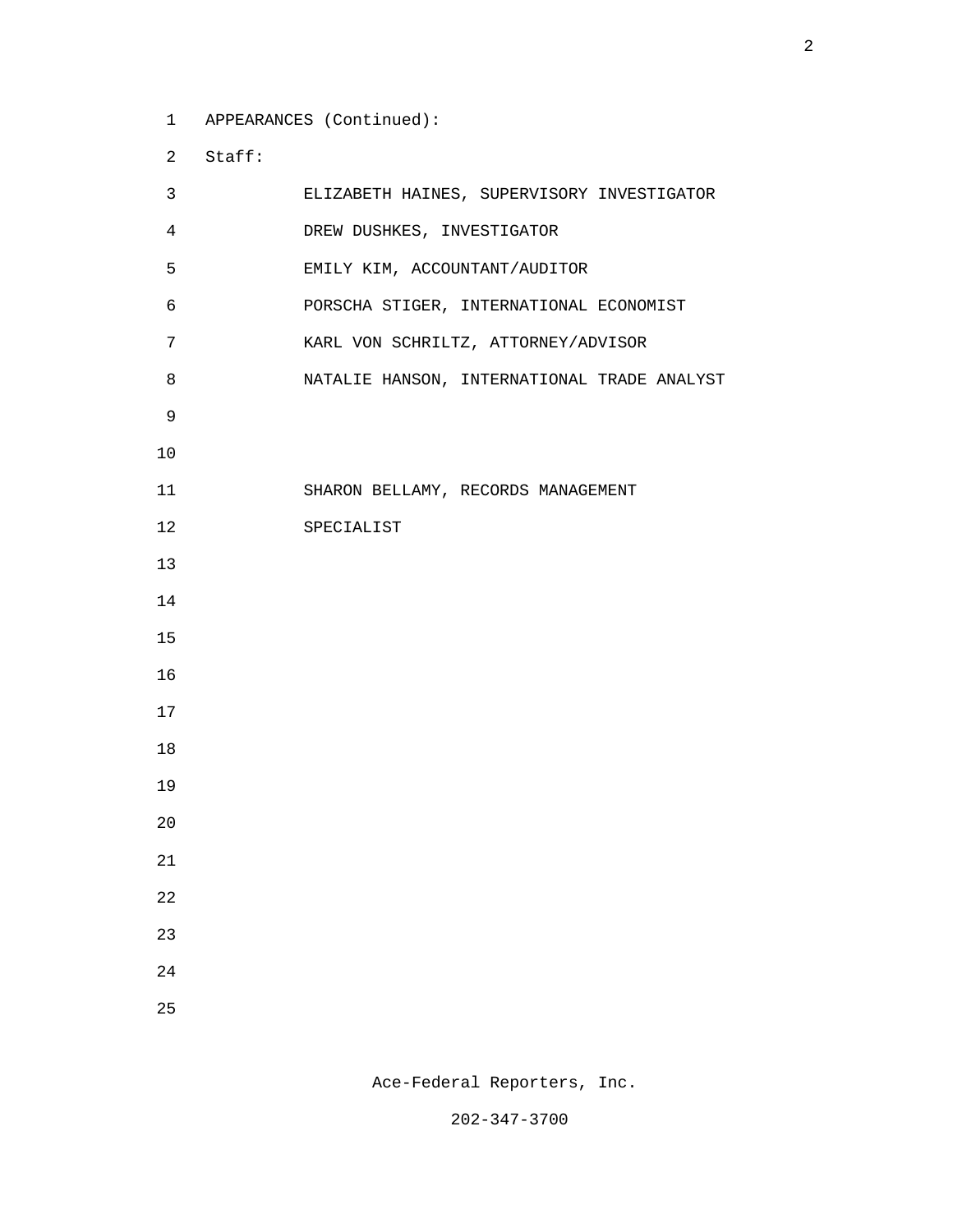APPEARANCES (Continued):

Staff:

ELIZABETH HAINES, SUPERVISORY INVESTIGATOR

DREW DUSHKES, INVESTIGATOR

EMILY KIM, ACCOUNTANT/AUDITOR

PORSCHA STIGER, INTERNATIONAL ECONOMIST

KARL VON SCHRILTZ, ATTORNEY/ADVISOR

NATALIE HANSON, INTERNATIONAL TRADE ANALYST

SHARON BELLAMY, RECORDS MANAGEMENT SPECIALIST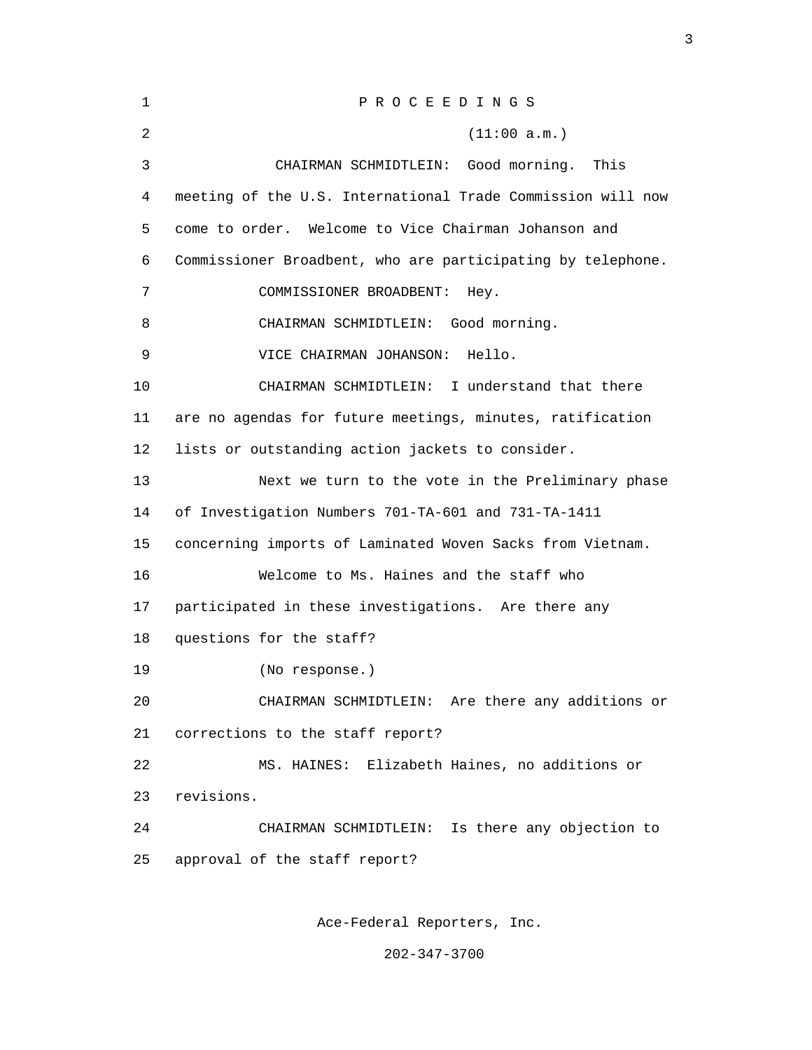P R O C E E D I N G S

(11:00 a.m.)

CHAIRMAN SCHMIDTLEIN: Good morning. This meeting of the U.S. International Trade Commission will now come to order. Welcome to Vice Chairman Johanson and Commissioner Broadbent, who are participating by telephone.

COMMISSIONER BROADBENT: Hey.

CHAIRMAN SCHMIDTLEIN: Good morning.

VICE CHAIRMAN JOHANSON: Hello.

CHAIRMAN SCHMIDTLEIN: I understand that there are no agendas for future meetings, minutes, ratification lists or outstanding action jackets to consider.

Next we turn to the vote in the Preliminary phase of Investigation Numbers 701-TA-601 and 731-TA-1411 concerning imports of Laminated Woven Sacks from Vietnam.

Welcome to Ms. Haines and the staff who participated in these investigations. Are there any questions for the staff?

(No response.)

CHAIRMAN SCHMIDTLEIN: Are there any additions or corrections to the staff report?

MS. HAINES: Elizabeth Haines, no additions or revisions.

CHAIRMAN SCHMIDTLEIN: Is there any objection to approval of the staff report?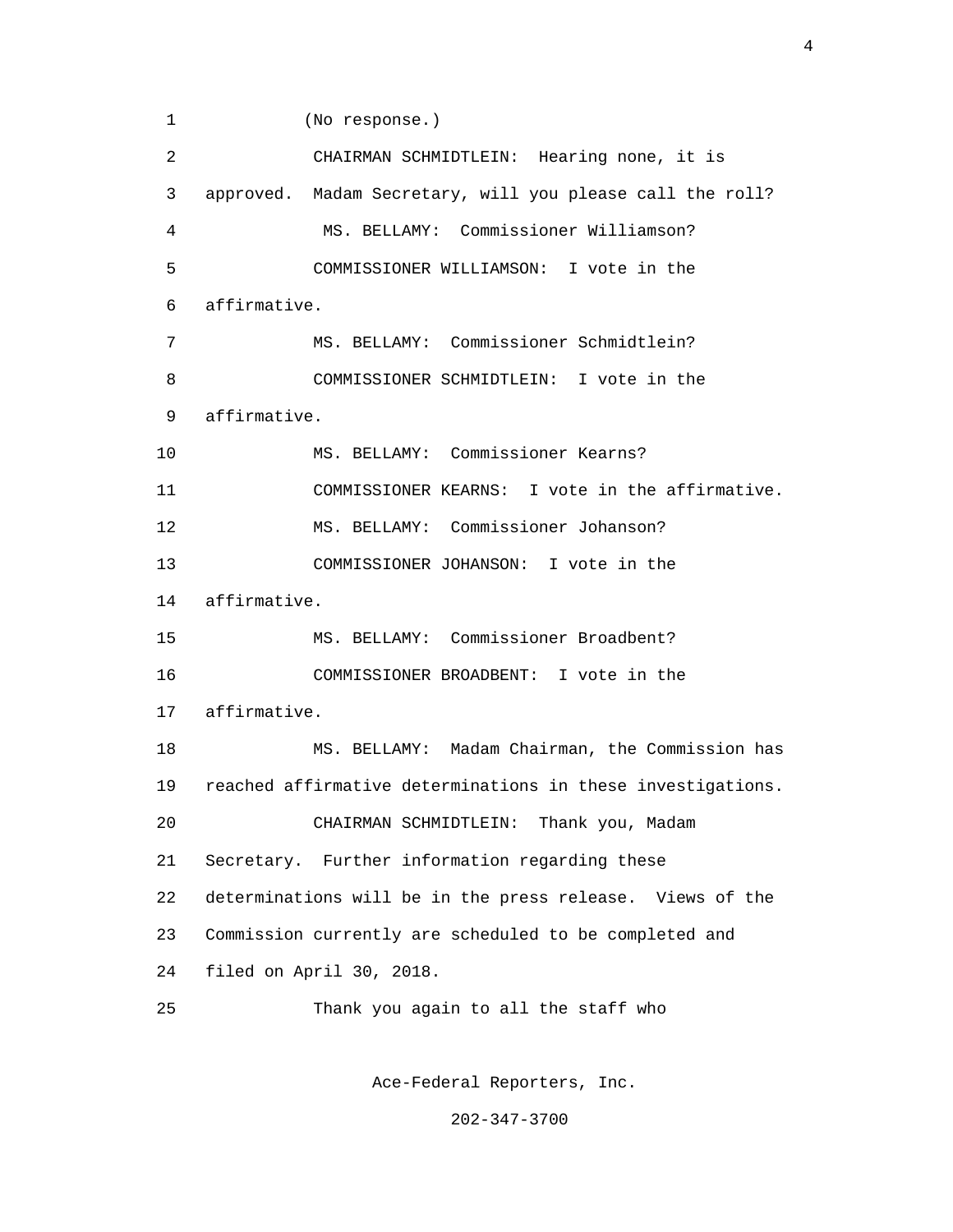(No response.)

CHAIRMAN SCHMIDTLEIN: Hearing none, it is approved. Madam Secretary, will you please call the roll?

MS. BELLAMY: Commissioner Williamson?

COMMISSIONER WILLIAMSON: I vote in the affirmative.

MS. BELLAMY: Commissioner Schmidtlein?

COMMISSIONER SCHMIDTLEIN: I vote in the affirmative.

MS. BELLAMY: Commissioner Kearns?

COMMISSIONER KEARNS: I vote in the affirmative.

MS. BELLAMY: Commissioner Johanson?

COMMISSIONER JOHANSON: I vote in the affirmative.

MS. BELLAMY: Commissioner Broadbent?

COMMISSIONER BROADBENT: I vote in the affirmative.

MS. BELLAMY: Madam Chairman, the Commission has reached affirmative determinations in these investigations.

CHAIRMAN SCHMIDTLEIN: Thank you, Madam Secretary. Further information regarding these determinations will be in the press release. Views of the Commission currently are scheduled to be completed and filed on April 30, 2018.

Thank you again to all the staff who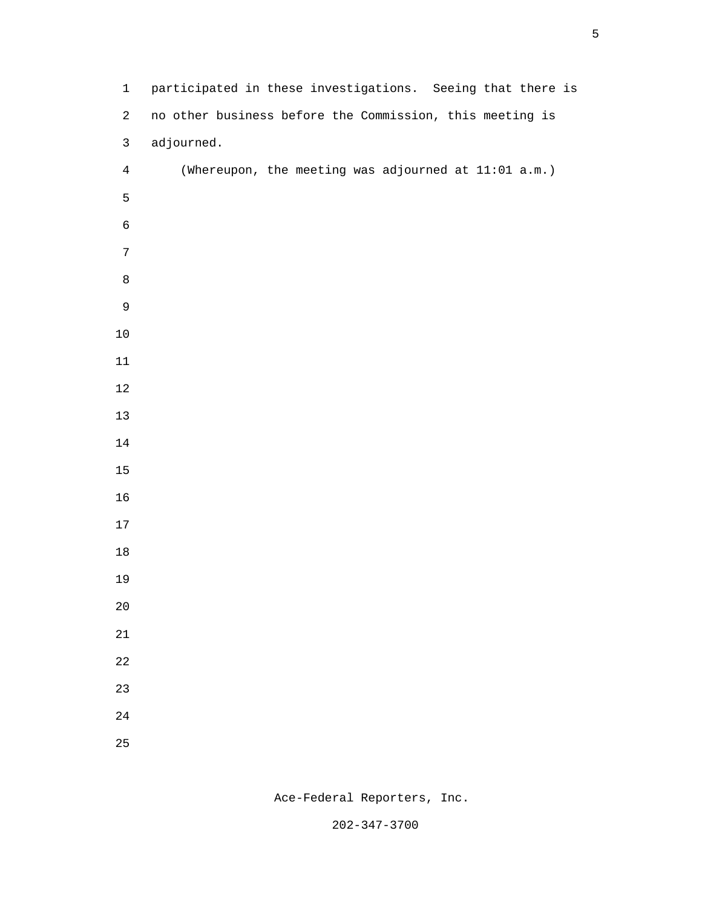participated in these investigations. Seeing that there is no other business before the Commission, this meeting is adjourned.

(Whereupon, the meeting was adjourned at 11:01 a.m.)

Ace-Federal Reporters, Inc.

202-347-3700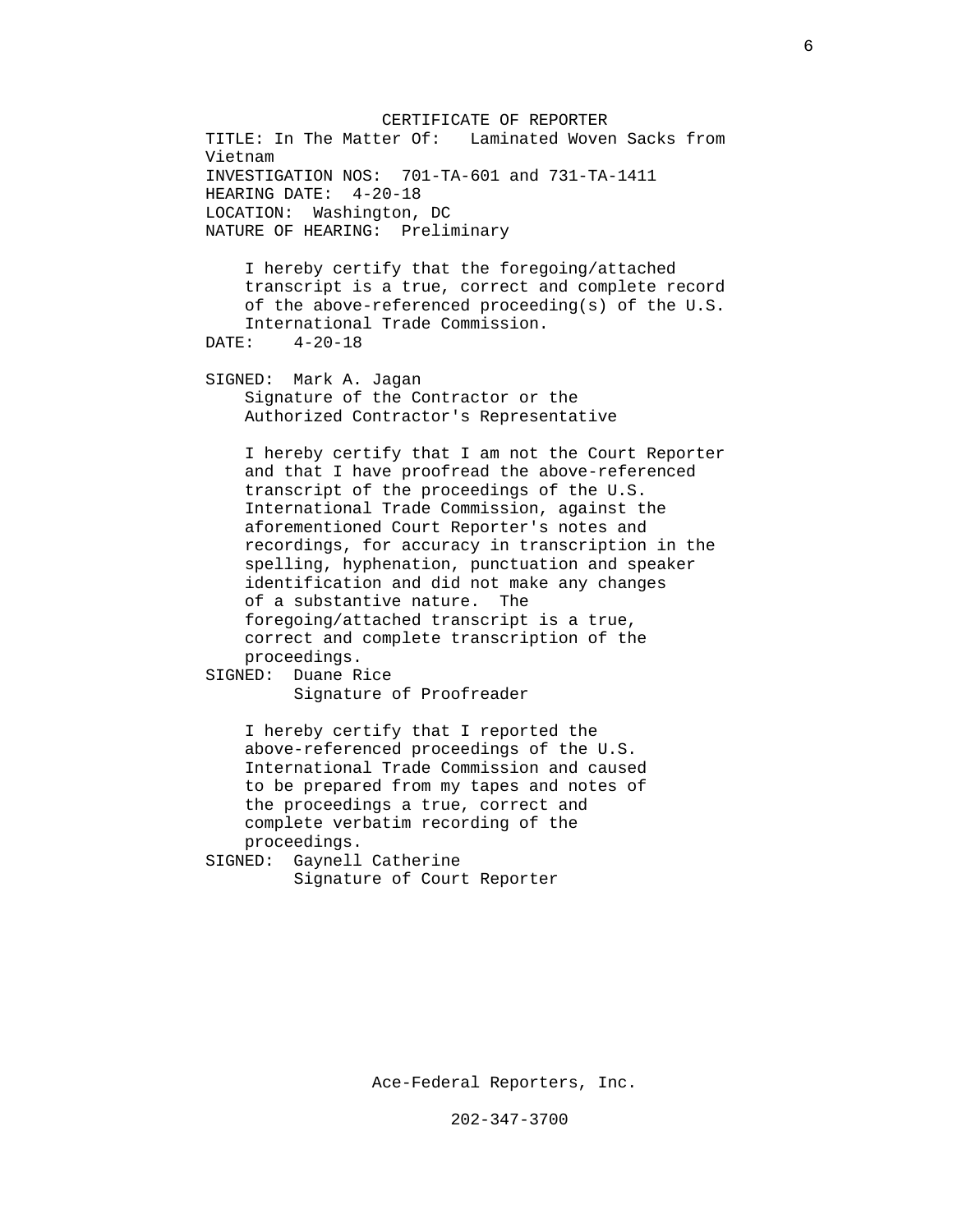# CERTIFICATE OF REPORTER

TITLE: In The Matter Of: Laminated Woven Sacks from Vietnam

INVESTIGATION NOS: 701-TA-601 and 731-TA-1411

HEARING DATE: 4-20-18

LOCATION: Washington, DC

NATURE OF HEARING: Preliminary

I hereby certify that the foregoing/attached transcript is a true, correct and complete record of the above-referenced proceeding(s) of the U.S. International Trade Commission.

DATE: 4-20-18

SIGNED: Mark A. Jagan
Signature of the Contractor or the Authorized Contractor's Representative

I hereby certify that I am not the Court Reporter and that I have proofread the above-referenced transcript of the proceedings of the U.S. International Trade Commission, against the aforementioned Court Reporter's notes and recordings, for accuracy in transcription in the spelling, hyphenation, punctuation and speaker identification and did not make any changes of a substantive nature. The foregoing/attached transcript is a true, correct and complete transcription of the proceedings.

SIGNED: Duane Rice
Signature of Proofreader

I hereby certify that I reported the above-referenced proceedings of the U.S. International Trade Commission and caused to be prepared from my tapes and notes of the proceedings a true, correct and complete verbatim recording of the proceedings.

SIGNED: Gaynell Catherine
Signature of Court Reporter